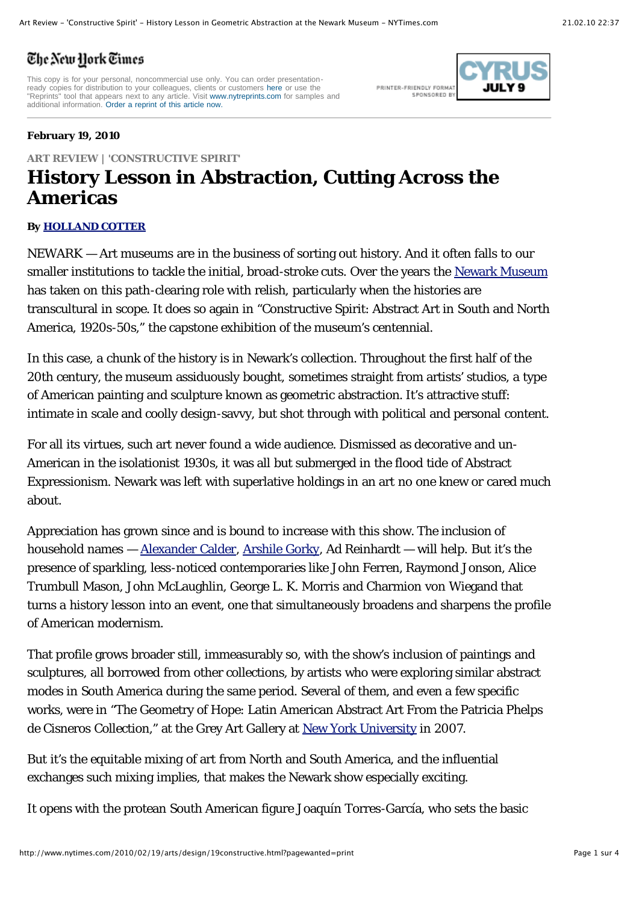The New York Times

This copy is for your personal, noncommercial use only. You can order presentation-ready copies for distribution to your colleagues, clients or customers here or use the "Reprints" tool that appears next to any article. Visit www.nytreprints.com for samples and additional information. Order a reprint of this article now.

**February 19, 2010**

**ART REVIEW | 'CONSTRUCTIVE SPIRIT'**

# History Lesson in Abstraction, Cutting Across the Americas

**By HOLLAND COTTER**

NEWARK — Art museums are in the business of sorting out history. And it often falls to our smaller institutions to tackle the initial, broad-stroke cuts. Over the years the Newark Museum has taken on this path-clearing role with relish, particularly when the histories are transcultural in scope. It does so again in "Constructive Spirit: Abstract Art in South and North America, 1920s-50s," the capstone exhibition of the museum's centennial.

In this case, a chunk of the history is in Newark's collection. Throughout the first half of the 20th century, the museum assiduously bought, sometimes straight from artists' studios, a type of American painting and sculpture known as geometric abstraction. It's attractive stuff: intimate in scale and coolly design-savvy, but shot through with political and personal content.

For all its virtues, such art never found a wide audience. Dismissed as decorative and un-American in the isolationist 1930s, it was all but submerged in the flood tide of Abstract Expressionism. Newark was left with superlative holdings in an art no one knew or cared much about.

Appreciation has grown since and is bound to increase with this show. The inclusion of household names — Alexander Calder, Arshile Gorky, Ad Reinhardt — will help. But it's the presence of sparkling, less-noticed contemporaries like John Ferren, Raymond Jonson, Alice Trumbull Mason, John McLaughlin, George L. K. Morris and Charmion von Wiegand that turns a history lesson into an event, one that simultaneously broadens and sharpens the profile of American modernism.

That profile grows broader still, immeasurably so, with the show's inclusion of paintings and sculptures, all borrowed from other collections, by artists who were exploring similar abstract modes in South America during the same period. Several of them, and even a few specific works, were in "The Geometry of Hope: Latin American Abstract Art From the Patricia Phelps de Cisneros Collection," at the Grey Art Gallery at New York University in 2007.

But it's the equitable mixing of art from North and South America, and the influential exchanges such mixing implies, that makes the Newark show especially exciting.

It opens with the protean South American figure Joaquín Torres-García, who sets the basic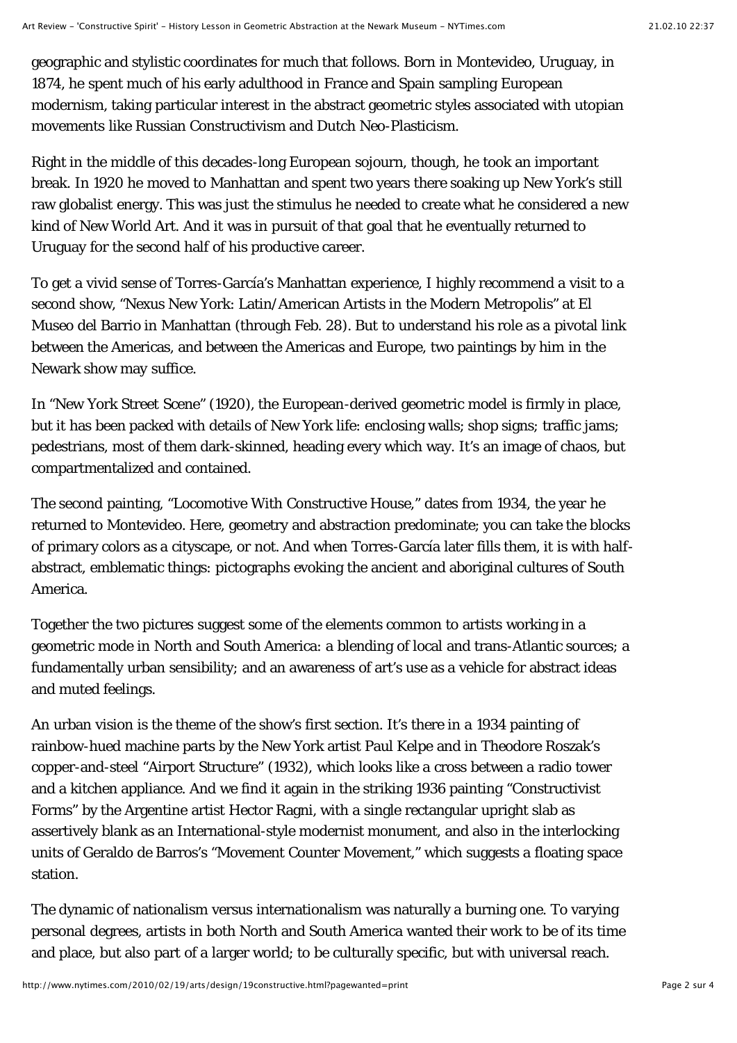geographic and stylistic coordinates for much that follows. Born in Montevideo, Uruguay, in 1874, he spent much of his early adulthood in France and Spain sampling European modernism, taking particular interest in the abstract geometric styles associated with utopian movements like Russian Constructivism and Dutch Neo-Plasticism.

Right in the middle of this decades-long European sojourn, though, he took an important break. In 1920 he moved to Manhattan and spent two years there soaking up New York's still raw globalist energy. This was just the stimulus he needed to create what he considered a new kind of New World Art. And it was in pursuit of that goal that he eventually returned to Uruguay for the second half of his productive career.

To get a vivid sense of Torres-García's Manhattan experience, I highly recommend a visit to a second show, "Nexus New York: Latin/American Artists in the Modern Metropolis" at El Museo del Barrio in Manhattan (through Feb. 28). But to understand his role as a pivotal link between the Americas, and between the Americas and Europe, two paintings by him in the Newark show may suffice.

In "New York Street Scene" (1920), the European-derived geometric model is firmly in place, but it has been packed with details of New York life: enclosing walls; shop signs; traffic jams; pedestrians, most of them dark-skinned, heading every which way. It's an image of chaos, but compartmentalized and contained.

The second painting, "Locomotive With Constructive House," dates from 1934, the year he returned to Montevideo. Here, geometry and abstraction predominate; you can take the blocks of primary colors as a cityscape, or not. And when Torres-García later fills them, it is with half-abstract, emblematic things: pictographs evoking the ancient and aboriginal cultures of South America.

Together the two pictures suggest some of the elements common to artists working in a geometric mode in North and South America: a blending of local and trans-Atlantic sources; a fundamentally urban sensibility; and an awareness of art's use as a vehicle for abstract ideas and muted feelings.

An urban vision is the theme of the show's first section. It's there in a 1934 painting of rainbow-hued machine parts by the New York artist Paul Kelpe and in Theodore Roszak's copper-and-steel "Airport Structure" (1932), which looks like a cross between a radio tower and a kitchen appliance. And we find it again in the striking 1936 painting "Constructivist Forms" by the Argentine artist Hector Ragni, with a single rectangular upright slab as assertively blank as an International-style modernist monument, and also in the interlocking units of Geraldo de Barros's "Movement Counter Movement," which suggests a floating space station.

The dynamic of nationalism versus internationalism was naturally a burning one. To varying personal degrees, artists in both North and South America wanted their work to be of its time and place, but also part of a larger world; to be culturally specific, but with universal reach.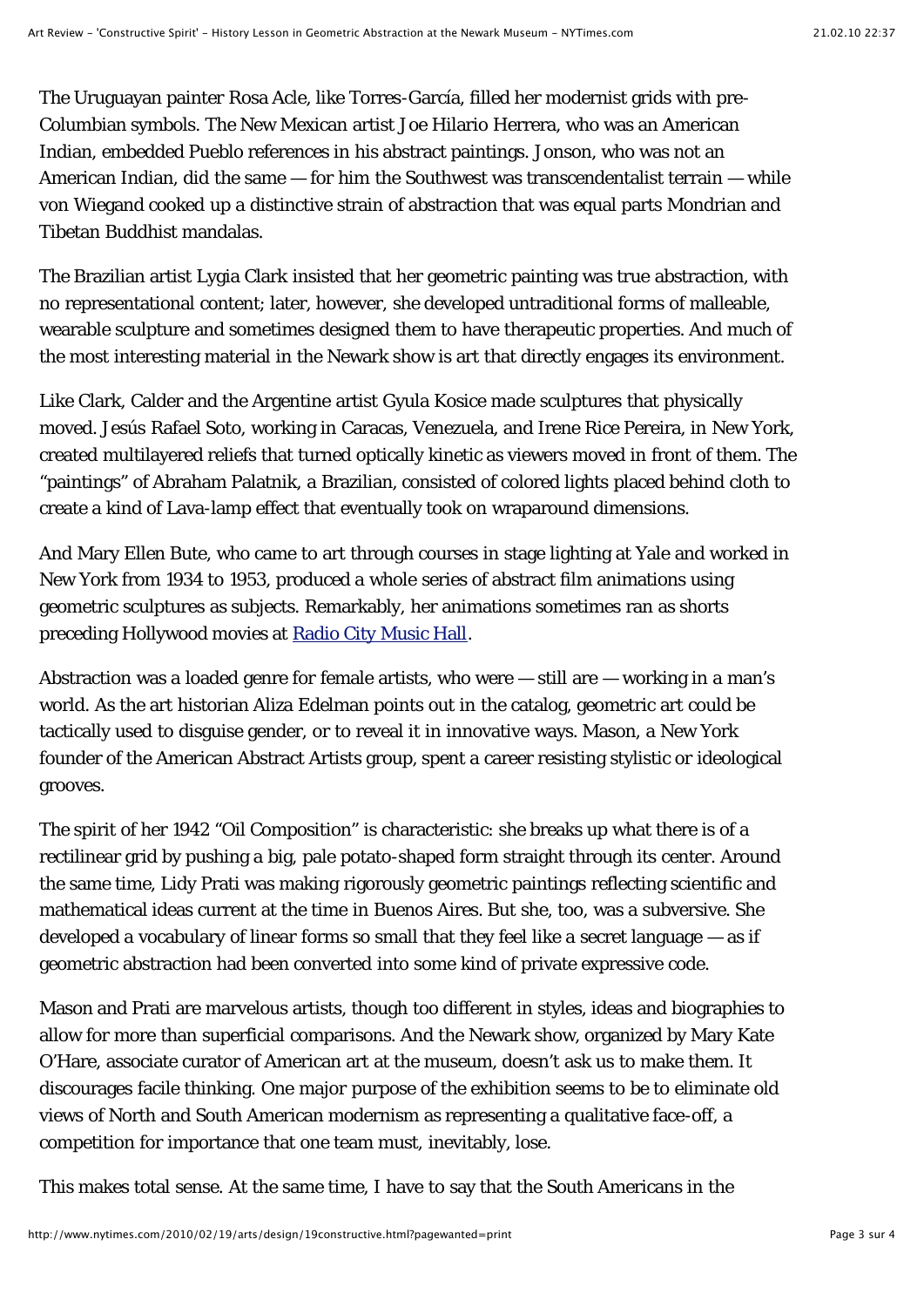The Uruguayan painter Rosa Acle, like Torres-García, filled her modernist grids with pre-Columbian symbols. The New Mexican artist Joe Hilario Herrera, who was an American Indian, embedded Pueblo references in his abstract paintings. Jonson, who was not an American Indian, did the same — for him the Southwest was transcendentalist terrain — while von Wiegand cooked up a distinctive strain of abstraction that was equal parts Mondrian and Tibetan Buddhist mandalas.

The Brazilian artist Lygia Clark insisted that her geometric painting was true abstraction, with no representational content; later, however, she developed untraditional forms of malleable, wearable sculpture and sometimes designed them to have therapeutic properties. And much of the most interesting material in the Newark show is art that directly engages its environment.

Like Clark, Calder and the Argentine artist Gyula Kosice made sculptures that physically moved. Jesús Rafael Soto, working in Caracas, Venezuela, and Irene Rice Pereira, in New York, created multilayered reliefs that turned optically kinetic as viewers moved in front of them. The "paintings" of Abraham Palatnik, a Brazilian, consisted of colored lights placed behind cloth to create a kind of Lava-lamp effect that eventually took on wraparound dimensions.

And Mary Ellen Bute, who came to art through courses in stage lighting at Yale and worked in New York from 1934 to 1953, produced a whole series of abstract film animations using geometric sculptures as subjects. Remarkably, her animations sometimes ran as shorts preceding Hollywood movies at Radio City Music Hall.

Abstraction was a loaded genre for female artists, who were — still are — working in a man's world. As the art historian Aliza Edelman points out in the catalog, geometric art could be tactically used to disguise gender, or to reveal it in innovative ways. Mason, a New York founder of the American Abstract Artists group, spent a career resisting stylistic or ideological grooves.

The spirit of her 1942 "Oil Composition" is characteristic: she breaks up what there is of a rectilinear grid by pushing a big, pale potato-shaped form straight through its center. Around the same time, Lidy Prati was making rigorously geometric paintings reflecting scientific and mathematical ideas current at the time in Buenos Aires. But she, too, was a subversive. She developed a vocabulary of linear forms so small that they feel like a secret language — as if geometric abstraction had been converted into some kind of private expressive code.

Mason and Prati are marvelous artists, though too different in styles, ideas and biographies to allow for more than superficial comparisons. And the Newark show, organized by Mary Kate O'Hare, associate curator of American art at the museum, doesn't ask us to make them. It discourages facile thinking. One major purpose of the exhibition seems to be to eliminate old views of North and South American modernism as representing a qualitative face-off, a competition for importance that one team must, inevitably, lose.

This makes total sense. At the same time, I have to say that the South Americans in the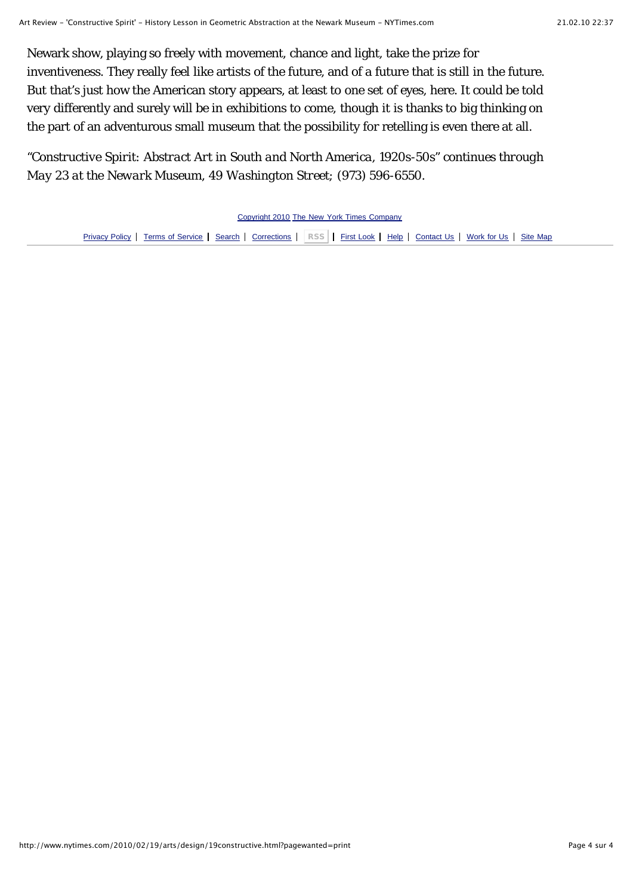Newark show, playing so freely with movement, chance and light, take the prize for inventiveness. They really feel like artists of the future, and of a future that is still in the future. But that's just how the American story appears, at least to one set of eyes, here. It could be told very differently and surely will be in exhibitions to come, though it is thanks to big thinking on the part of an adventurous small museum that the possibility for retelling is even there at all.

*"Constructive Spirit: Abstract Art in South and North America, 1920s-50s" continues through May 23 at the Newark Museum, 49 Washington Street; (973) 596-6550.*

Copyright 2010 The New York Times Company

Privacy Policy | Terms of Service | Search | Corrections | RSS | First Look | Help | Contact Us | Work for Us | Site Map